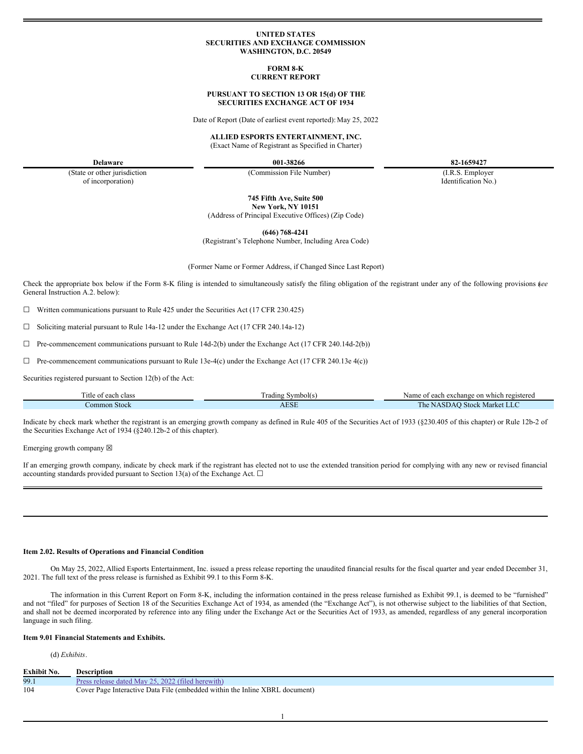**UNITED STATES**
**SECURITIES AND EXCHANGE COMMISSION**
**WASHINGTON, D.C. 20549**

**FORM 8-K**
**CURRENT REPORT**

**PURSUANT TO SECTION 13 OR 15(d) OF THE**
**SECURITIES EXCHANGE ACT OF 1934**

Date of Report (Date of earliest event reported): May 25, 2022

**ALLIED ESPORTS ENTERTAINMENT, INC.**
(Exact Name of Registrant as Specified in Charter)

| **Delaware** | **001-38266** | **82-1659427** |
|---|---|---|
| (State or other jurisdiction of incorporation) | (Commission File Number) | (I.R.S. Employer Identification No.) |

**745 Fifth Ave, Suite 500**
**New York, NY 10151**
(Address of Principal Executive Offices) (Zip Code)

**(646) 768-4241**
(Registrant's Telephone Number, Including Area Code)

(Former Name or Former Address, if Changed Since Last Report)

Check the appropriate box below if the Form 8-K filing is intended to simultaneously satisfy the filing obligation of the registrant under any of the following provisions (*see* General Instruction A.2. below):

☐ Written communications pursuant to Rule 425 under the Securities Act (17 CFR 230.425)

☐ Soliciting material pursuant to Rule 14a-12 under the Exchange Act (17 CFR 240.14a-12)

☐ Pre-commencement communications pursuant to Rule 14d-2(b) under the Exchange Act (17 CFR 240.14d-2(b))

☐ Pre-commencement communications pursuant to Rule 13e-4(c) under the Exchange Act (17 CFR 240.13e 4(c))

Securities registered pursuant to Section 12(b) of the Act:

| Title of each class | Trading Symbol(s) | Name of each exchange on which registered |
|---|---|---|
| Common Stock | AESE | The NASDAQ Stock Market LLC |

Indicate by check mark whether the registrant is an emerging growth company as defined in Rule 405 of the Securities Act of 1933 (§230.405 of this chapter) or Rule 12b-2 of the Securities Exchange Act of 1934 (§240.12b-2 of this chapter).

Emerging growth company ☒

If an emerging growth company, indicate by check mark if the registrant has elected not to use the extended transition period for complying with any new or revised financial accounting standards provided pursuant to Section 13(a) of the Exchange Act. ☐

**Item 2.02. Results of Operations and Financial Condition**

On May 25, 2022, Allied Esports Entertainment, Inc. issued a press release reporting the unaudited financial results for the fiscal quarter and year ended December 31, 2021. The full text of the press release is furnished as Exhibit 99.1 to this Form 8-K.

The information in this Current Report on Form 8-K, including the information contained in the press release furnished as Exhibit 99.1, is deemed to be "furnished" and not "filed" for purposes of Section 18 of the Securities Exchange Act of 1934, as amended (the "Exchange Act"), is not otherwise subject to the liabilities of that Section, and shall not be deemed incorporated by reference into any filing under the Exchange Act or the Securities Act of 1933, as amended, regardless of any general incorporation language in such filing.

**Item 9.01 Financial Statements and Exhibits.**

(d) *Exhibits*.

| **Exhibit No.** | **Description** |
|---|---|
| 99.1 | Press release dated May 25, 2022 (filed herewith) |
| 104 | Cover Page Interactive Data File (embedded within the Inline XBRL document) |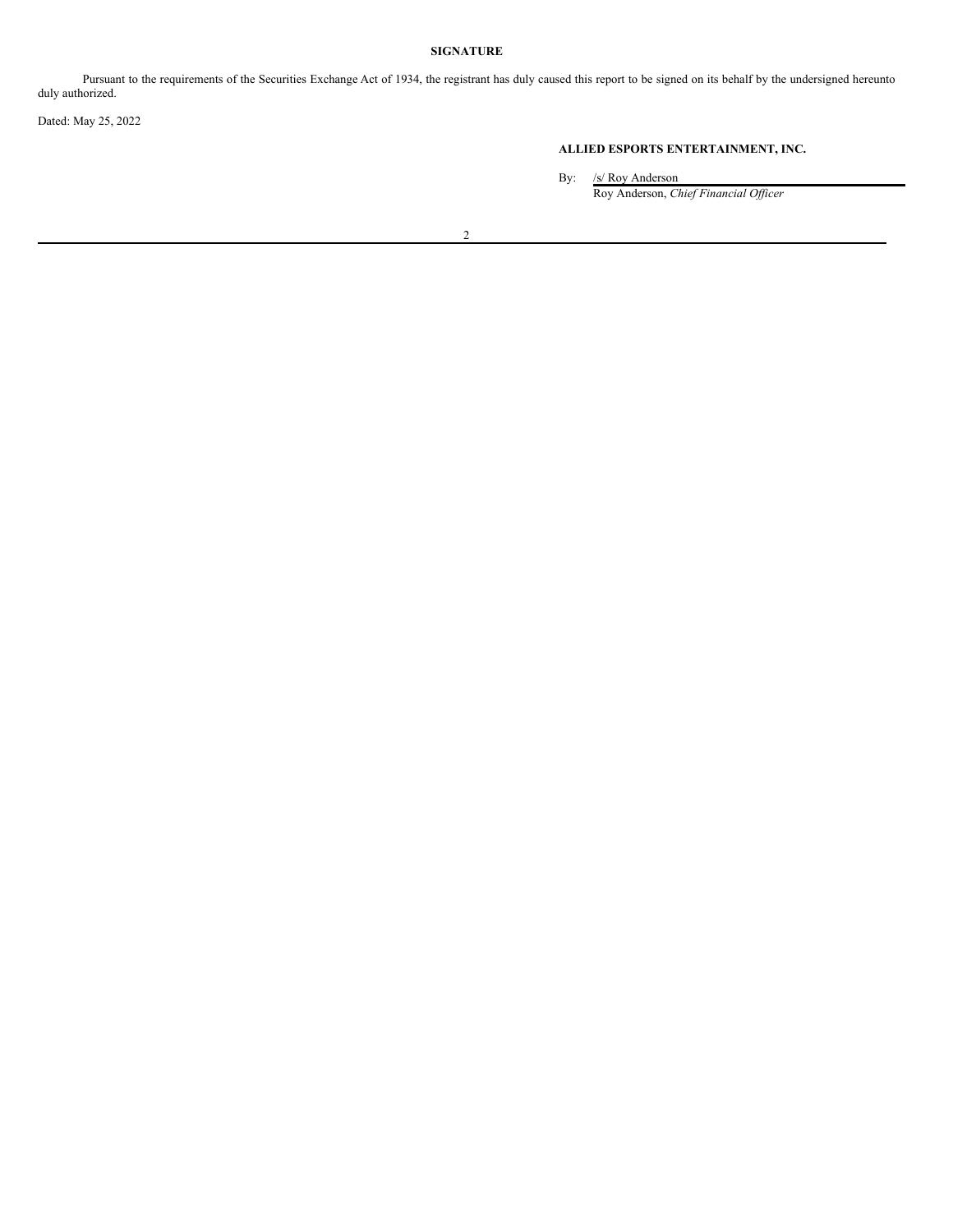**SIGNATURE**

Pursuant to the requirements of the Securities Exchange Act of 1934, the registrant has duly caused this report to be signed on its behalf by the undersigned hereunto duly authorized.

Dated: May 25, 2022

**ALLIED ESPORTS ENTERTAINMENT, INC.**

By: /s/ Roy Anderson
Roy Anderson, *Chief Financial Officer*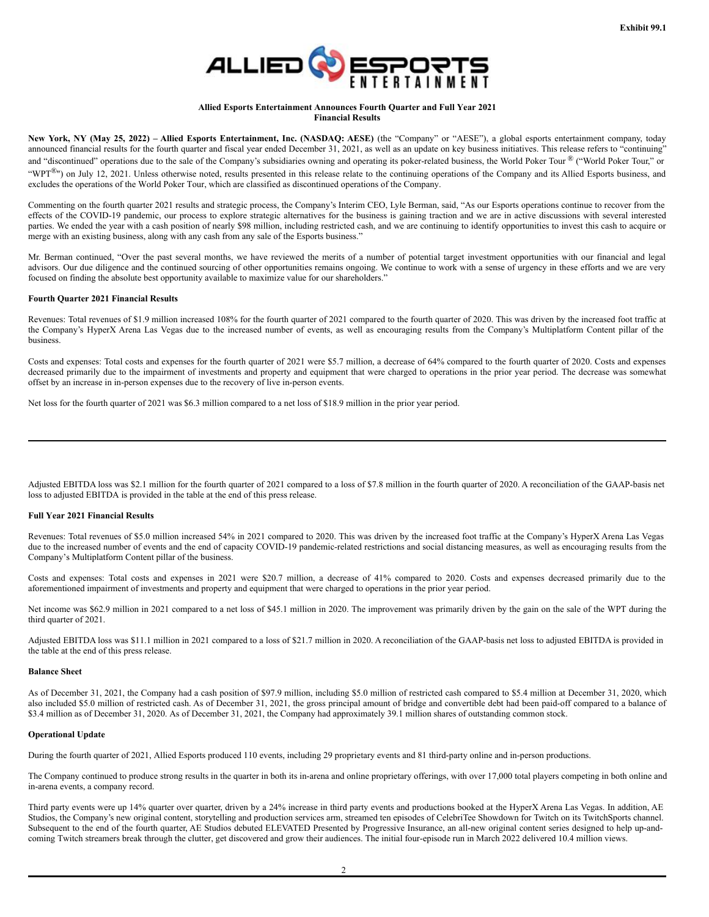Exhibit 99.1

**Allied Esports Entertainment Announces Fourth Quarter and Full Year 2021 Financial Results**

**New York, NY (May 25, 2022) – Allied Esports Entertainment, Inc. (NASDAQ: AESE)** (the "Company" or "AESE"), a global esports entertainment company, today announced financial results for the fourth quarter and fiscal year ended December 31, 2021, as well as an update on key business initiatives. This release refers to "continuing" and "discontinued" operations due to the sale of the Company's subsidiaries owning and operating its poker-related business, the World Poker Tour ® ("World Poker Tour," or "WPT®") on July 12, 2021. Unless otherwise noted, results presented in this release relate to the continuing operations of the Company and its Allied Esports business, and excludes the operations of the World Poker Tour, which are classified as discontinued operations of the Company.

Commenting on the fourth quarter 2021 results and strategic process, the Company's Interim CEO, Lyle Berman, said, "As our Esports operations continue to recover from the effects of the COVID-19 pandemic, our process to explore strategic alternatives for the business is gaining traction and we are in active discussions with several interested parties. We ended the year with a cash position of nearly $98 million, including restricted cash, and we are continuing to identify opportunities to invest this cash to acquire or merge with an existing business, along with any cash from any sale of the Esports business."

Mr. Berman continued, "Over the past several months, we have reviewed the merits of a number of potential target investment opportunities with our financial and legal advisors. Our due diligence and the continued sourcing of other opportunities remains ongoing. We continue to work with a sense of urgency in these efforts and we are very focused on finding the absolute best opportunity available to maximize value for our shareholders."

**Fourth Quarter 2021 Financial Results**

Revenues: Total revenues of $1.9 million increased 108% for the fourth quarter of 2021 compared to the fourth quarter of 2020. This was driven by the increased foot traffic at the Company's HyperX Arena Las Vegas due to the increased number of events, as well as encouraging results from the Company's Multiplatform Content pillar of the business.

Costs and expenses: Total costs and expenses for the fourth quarter of 2021 were $5.7 million, a decrease of 64% compared to the fourth quarter of 2020. Costs and expenses decreased primarily due to the impairment of investments and property and equipment that were charged to operations in the prior year period. The decrease was somewhat offset by an increase in in-person expenses due to the recovery of live in-person events.

Net loss for the fourth quarter of 2021 was $6.3 million compared to a net loss of $18.9 million in the prior year period.

Adjusted EBITDA loss was $2.1 million for the fourth quarter of 2021 compared to a loss of $7.8 million in the fourth quarter of 2020. A reconciliation of the GAAP-basis net loss to adjusted EBITDA is provided in the table at the end of this press release.

**Full Year 2021 Financial Results**

Revenues: Total revenues of $5.0 million increased 54% in 2021 compared to 2020. This was driven by the increased foot traffic at the Company's HyperX Arena Las Vegas due to the increased number of events and the end of capacity COVID-19 pandemic-related restrictions and social distancing measures, as well as encouraging results from the Company's Multiplatform Content pillar of the business.

Costs and expenses: Total costs and expenses in 2021 were $20.7 million, a decrease of 41% compared to 2020. Costs and expenses decreased primarily due to the aforementioned impairment of investments and property and equipment that were charged to operations in the prior year period.

Net income was $62.9 million in 2021 compared to a net loss of $45.1 million in 2020. The improvement was primarily driven by the gain on the sale of the WPT during the third quarter of 2021.

Adjusted EBITDA loss was $11.1 million in 2021 compared to a loss of $21.7 million in 2020. A reconciliation of the GAAP-basis net loss to adjusted EBITDA is provided in the table at the end of this press release.

**Balance Sheet**

As of December 31, 2021, the Company had a cash position of $97.9 million, including $5.0 million of restricted cash compared to $5.4 million at December 31, 2020, which also included $5.0 million of restricted cash. As of December 31, 2021, the gross principal amount of bridge and convertible debt had been paid-off compared to a balance of $3.4 million as of December 31, 2020. As of December 31, 2021, the Company had approximately 39.1 million shares of outstanding common stock.

**Operational Update**

During the fourth quarter of 2021, Allied Esports produced 110 events, including 29 proprietary events and 81 third-party online and in-person productions.

The Company continued to produce strong results in the quarter in both its in-arena and online proprietary offerings, with over 17,000 total players competing in both online and in-arena events, a company record.

Third party events were up 14% quarter over quarter, driven by a 24% increase in third party events and productions booked at the HyperX Arena Las Vegas. In addition, AE Studios, the Company's new original content, storytelling and production services arm, streamed ten episodes of CelebriTee Showdown for Twitch on its TwitchSports channel. Subsequent to the end of the fourth quarter, AE Studios debuted ELEVATED Presented by Progressive Insurance, an all-new original content series designed to help up-and-coming Twitch streamers break through the clutter, get discovered and grow their audiences. The initial four-episode run in March 2022 delivered 10.4 million views.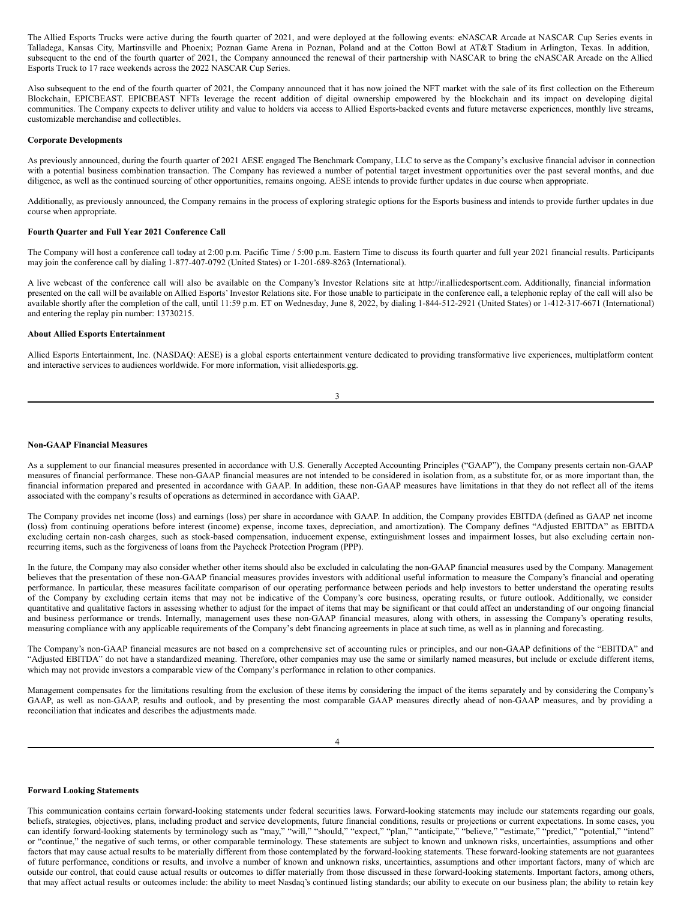The Allied Esports Trucks were active during the fourth quarter of 2021, and were deployed at the following events: eNASCAR Arcade at NASCAR Cup Series events in Talladega, Kansas City, Martinsville and Phoenix; Poznan Game Arena in Poznan, Poland and at the Cotton Bowl at AT&T Stadium in Arlington, Texas. In addition, subsequent to the end of the fourth quarter of 2021, the Company announced the renewal of their partnership with NASCAR to bring the eNASCAR Arcade on the Allied Esports Truck to 17 race weekends across the 2022 NASCAR Cup Series.

Also subsequent to the end of the fourth quarter of 2021, the Company announced that it has now joined the NFT market with the sale of its first collection on the Ethereum Blockchain, EPICBEAST. EPICBEAST NFTs leverage the recent addition of digital ownership empowered by the blockchain and its impact on developing digital communities. The Company expects to deliver utility and value to holders via access to Allied Esports-backed events and future metaverse experiences, monthly live streams, customizable merchandise and collectibles.

**Corporate Developments**

As previously announced, during the fourth quarter of 2021 AESE engaged The Benchmark Company, LLC to serve as the Company's exclusive financial advisor in connection with a potential business combination transaction. The Company has reviewed a number of potential target investment opportunities over the past several months, and due diligence, as well as the continued sourcing of other opportunities, remains ongoing. AESE intends to provide further updates in due course when appropriate.

Additionally, as previously announced, the Company remains in the process of exploring strategic options for the Esports business and intends to provide further updates in due course when appropriate.

**Fourth Quarter and Full Year 2021 Conference Call**

The Company will host a conference call today at 2:00 p.m. Pacific Time / 5:00 p.m. Eastern Time to discuss its fourth quarter and full year 2021 financial results. Participants may join the conference call by dialing 1-877-407-0792 (United States) or 1-201-689-8263 (International).

A live webcast of the conference call will also be available on the Company's Investor Relations site at http://ir.alliedesportsent.com. Additionally, financial information presented on the call will be available on Allied Esports' Investor Relations site. For those unable to participate in the conference call, a telephonic replay of the call will also be available shortly after the completion of the call, until 11:59 p.m. ET on Wednesday, June 8, 2022, by dialing 1-844-512-2921 (United States) or 1-412-317-6671 (International) and entering the replay pin number: 13730215.

**About Allied Esports Entertainment**

Allied Esports Entertainment, Inc. (NASDAQ: AESE) is a global esports entertainment venture dedicated to providing transformative live experiences, multiplatform content and interactive services to audiences worldwide. For more information, visit alliedesports.gg.

**Non-GAAP Financial Measures**

As a supplement to our financial measures presented in accordance with U.S. Generally Accepted Accounting Principles ("GAAP"), the Company presents certain non-GAAP measures of financial performance. These non-GAAP financial measures are not intended to be considered in isolation from, as a substitute for, or as more important than, the financial information prepared and presented in accordance with GAAP. In addition, these non-GAAP measures have limitations in that they do not reflect all of the items associated with the company's results of operations as determined in accordance with GAAP.

The Company provides net income (loss) and earnings (loss) per share in accordance with GAAP. In addition, the Company provides EBITDA (defined as GAAP net income (loss) from continuing operations before interest (income) expense, income taxes, depreciation, and amortization). The Company defines "Adjusted EBITDA" as EBITDA excluding certain non-cash charges, such as stock-based compensation, inducement expense, extinguishment losses and impairment losses, but also excluding certain non-recurring items, such as the forgiveness of loans from the Paycheck Protection Program (PPP).

In the future, the Company may also consider whether other items should also be excluded in calculating the non-GAAP financial measures used by the Company. Management believes that the presentation of these non-GAAP financial measures provides investors with additional useful information to measure the Company's financial and operating performance. In particular, these measures facilitate comparison of our operating performance between periods and help investors to better understand the operating results of the Company by excluding certain items that may not be indicative of the Company's core business, operating results, or future outlook. Additionally, we consider quantitative and qualitative factors in assessing whether to adjust for the impact of items that may be significant or that could affect an understanding of our ongoing financial and business performance or trends. Internally, management uses these non-GAAP financial measures, along with others, in assessing the Company's operating results, measuring compliance with any applicable requirements of the Company's debt financing agreements in place at such time, as well as in planning and forecasting.

The Company's non-GAAP financial measures are not based on a comprehensive set of accounting rules or principles, and our non-GAAP definitions of the "EBITDA" and "Adjusted EBITDA" do not have a standardized meaning. Therefore, other companies may use the same or similarly named measures, but include or exclude different items, which may not provide investors a comparable view of the Company's performance in relation to other companies.

Management compensates for the limitations resulting from the exclusion of these items by considering the impact of the items separately and by considering the Company's GAAP, as well as non-GAAP, results and outlook, and by presenting the most comparable GAAP measures directly ahead of non-GAAP measures, and by providing a reconciliation that indicates and describes the adjustments made.

**Forward Looking Statements**

This communication contains certain forward-looking statements under federal securities laws. Forward-looking statements may include our statements regarding our goals, beliefs, strategies, objectives, plans, including product and service developments, future financial conditions, results or projections or current expectations. In some cases, you can identify forward-looking statements by terminology such as "may," "will," "should," "expect," "plan," "anticipate," "believe," "estimate," "predict," "potential," "intend" or "continue," the negative of such terms, or other comparable terminology. These statements are subject to known and unknown risks, uncertainties, assumptions and other factors that may cause actual results to be materially different from those contemplated by the forward-looking statements. These forward-looking statements are not guarantees of future performance, conditions or results, and involve a number of known and unknown risks, uncertainties, assumptions and other important factors, many of which are outside our control, that could cause actual results or outcomes to differ materially from those discussed in these forward-looking statements. Important factors, among others, that may affect actual results or outcomes include: the ability to meet Nasdaq's continued listing standards; our ability to execute on our business plan; the ability to retain key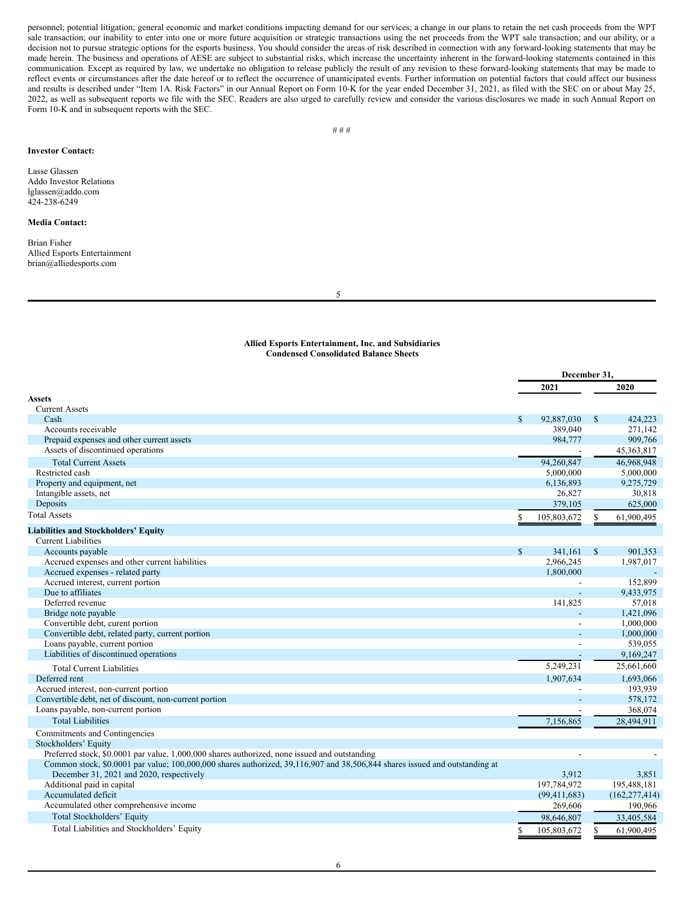personnel; potential litigation; general economic and market conditions impacting demand for our services; a change in our plans to retain the net cash proceeds from the WPT sale transaction; our inability to enter into one or more future acquisition or strategic transactions using the net proceeds from the WPT sale transaction; and our ability, or a decision not to pursue strategic options for the esports business. You should consider the areas of risk described in connection with any forward-looking statements that may be made herein. The business and operations of AESE are subject to substantial risks, which increase the uncertainty inherent in the forward-looking statements contained in this communication. Except as required by law, we undertake no obligation to release publicly the result of any revision to these forward-looking statements that may be made to reflect events or circumstances after the date hereof or to reflect the occurrence of unanticipated events. Further information on potential factors that could affect our business and results is described under "Item 1A. Risk Factors" in our Annual Report on Form 10-K for the year ended December 31, 2021, as filed with the SEC on or about May 25, 2022, as well as subsequent reports we file with the SEC. Readers are also urged to carefully review and consider the various disclosures we made in such Annual Report on Form 10-K and in subsequent reports with the SEC.

# # #

**Investor Contact:**

Lasse Glassen
Addo Investor Relations
lglassen@addo.com
424-238-6249

**Media Contact:**

Brian Fisher
Allied Esports Entertainment
brian@alliedesports.com

**Allied Esports Entertainment, Inc. and Subsidiaries**
**Condensed Consolidated Balance Sheets**

| | December 31, 2021 | December 31, 2020 |
|---|---|---|
| **Assets** | | |
| Current Assets | | |
| Cash | $ 92,887,030 | $ 424,223 |
| Accounts receivable | 389,040 | 271,142 |
| Prepaid expenses and other current assets | 984,777 | 909,766 |
| Assets of discontinued operations | - | 45,363,817 |
| Total Current Assets | 94,260,847 | 46,968,948 |
| Restricted cash | 5,000,000 | 5,000,000 |
| Property and equipment, net | 6,136,893 | 9,275,729 |
| Intangible assets, net | 26,827 | 30,818 |
| Deposits | 379,105 | 625,000 |
| Total Assets | $ 105,803,672 | $ 61,900,495 |
| **Liabilities and Stockholders' Equity** | | |
| Current Liabilities | | |
| Accounts payable | $ 341,161 | $ 901,353 |
| Accrued expenses and other current liabilities | 2,966,245 | 1,987,017 |
| Accrued expenses - related party | 1,800,000 | - |
| Accrued interest, current portion | - | 152,899 |
| Due to affiliates | - | 9,433,975 |
| Deferred revenue | 141,825 | 57,018 |
| Bridge note payable | - | 1,421,096 |
| Convertible debt, curent portion | - | 1,000,000 |
| Convertible debt, related party, current portion | - | 1,000,000 |
| Loans payable, current portion | - | 539,055 |
| Liabilities of discontinued operations | - | 9,169,247 |
| Total Current Liabilities | 5,249,231 | 25,661,660 |
| Deferred rent | 1,907,634 | 1,693,066 |
| Accrued interest, non-current portion | - | 193,939 |
| Convertible debt, net of discount, non-current portion | - | 578,172 |
| Loans payable, non-current portion | - | 368,074 |
| Total Liabilities | 7,156,865 | 28,494,911 |
| Commitments and Contingencies | | |
| Stockholders' Equity | | |
| Preferred stock, $0.0001 par value, 1,000,000 shares authorized, none issued and outstanding | - | - |
| Common stock, $0.0001 par value; 100,000,000 shares authorized, 39,116,907 and 38,506,844 shares issued and outstanding at December 31, 2021 and 2020, respectively | 3,912 | 3,851 |
| Additional paid in capital | 197,784,972 | 195,488,181 |
| Accumulated deficit | (99,411,683) | (162,277,414) |
| Accumulated other comprehensive income | 269,606 | 190,966 |
| Total Stockholders' Equity | 98,646,807 | 33,405,584 |
| Total Liabilities and Stockholders' Equity | $ 105,803,672 | $ 61,900,495 |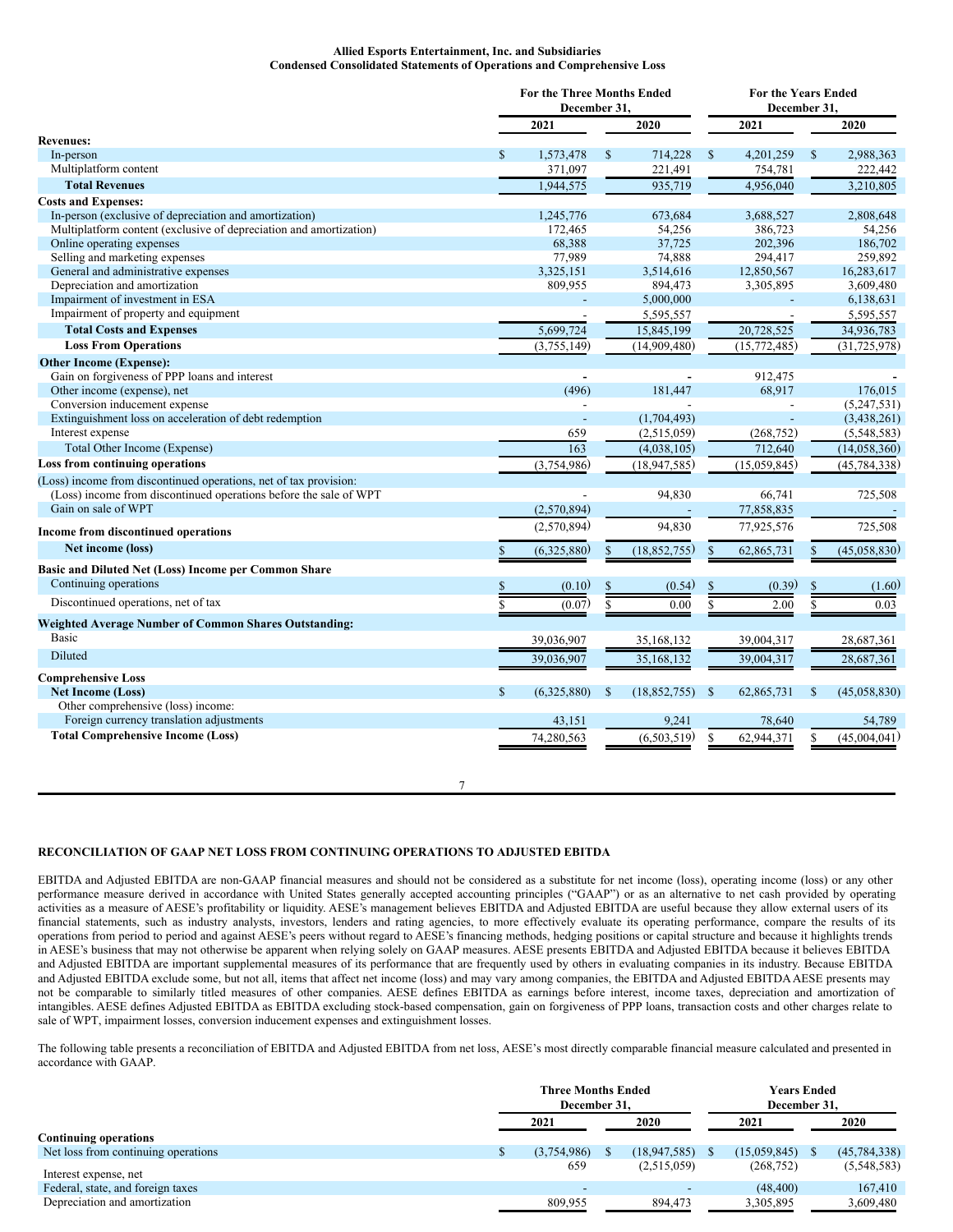**Allied Esports Entertainment, Inc. and Subsidiaries**
**Condensed Consolidated Statements of Operations and Comprehensive Loss**

| | For the Three Months Ended December 31, | | For the Years Ended December 31, | |
|---|---|---|---|---|
| | 2021 | 2020 | 2021 | 2020 |
| **Revenues:** | | | | |
| In-person | $ 1,573,478 | $ 714,228 | $ 4,201,259 | $ 2,988,363 |
| Multiplatform content | 371,097 | 221,491 | 754,781 | 222,442 |
| **Total Revenues** | 1,944,575 | 935,719 | 4,956,040 | 3,210,805 |
| **Costs and Expenses:** | | | | |
| In-person (exclusive of depreciation and amortization) | 1,245,776 | 673,684 | 3,688,527 | 2,808,648 |
| Multiplatform content (exclusive of depreciation and amortization) | 172,465 | 54,256 | 386,723 | 54,256 |
| Online operating expenses | 68,388 | 37,725 | 202,396 | 186,702 |
| Selling and marketing expenses | 77,989 | 74,888 | 294,417 | 259,892 |
| General and administrative expenses | 3,325,151 | 3,514,616 | 12,850,567 | 16,283,617 |
| Depreciation and amortization | 809,955 | 894,473 | 3,305,895 | 3,609,480 |
| Impairment of investment in ESA | - | 5,000,000 | - | 6,138,631 |
| Impairment of property and equipment | - | 5,595,557 | - | 5,595,557 |
| **Total Costs and Expenses** | 5,699,724 | 15,845,199 | 20,728,525 | 34,936,783 |
| **Loss From Operations** | (3,755,149) | (14,909,480) | (15,772,485) | (31,725,978) |
| **Other Income (Expense):** | | | | |
| Gain on forgiveness of PPP loans and interest | - | - | 912,475 | - |
| Other income (expense), net | (496) | 181,447 | 68,917 | 176,015 |
| Conversion inducement expense | - | - | - | (5,247,531) |
| Extinguishment loss on acceleration of debt redemption | - | (1,704,493) | - | (3,438,261) |
| Interest expense | 659 | (2,515,059) | (268,752) | (5,548,583) |
| Total Other Income (Expense) | 163 | (4,038,105) | 712,640 | (14,058,360) |
| **Loss from continuing operations** | (3,754,986) | (18,947,585) | (15,059,845) | (45,784,338) |
| (Loss) income from discontinued operations, net of tax provision: | | | | |
| (Loss) income from discontinued operations before the sale of WPT | - | 94,830 | 66,741 | 725,508 |
| Gain on sale of WPT | (2,570,894) | - | 77,858,835 | - |
| **Income from discontinued operations** | (2,570,894) | 94,830 | 77,925,576 | 725,508 |
| **Net income (loss)** | $ (6,325,880) | $ (18,852,755) | $ 62,865,731 | $ (45,058,830) |
| **Basic and Diluted Net (Loss) Income per Common Share** | | | | |
| Continuing operations | $ (0.10) | $ (0.54) | $ (0.39) | $ (1.60) |
| Discontinued operations, net of tax | $ (0.07) | $ 0.00 | $ 2.00 | $ 0.03 |
| **Weighted Average Number of Common Shares Outstanding:** | | | | |
| Basic | 39,036,907 | 35,168,132 | 39,004,317 | 28,687,361 |
| Diluted | 39,036,907 | 35,168,132 | 39,004,317 | 28,687,361 |
| **Comprehensive Loss** | | | | |
| **Net Income (Loss)** | $ (6,325,880) | $ (18,852,755) | $ 62,865,731 | $ (45,058,830) |
| Other comprehensive (loss) income: | | | | |
| Foreign currency translation adjustments | 43,151 | 9,241 | 78,640 | 54,789 |
| **Total Comprehensive Income (Loss)** | 74,280,563 | (6,503,519) | $ 62,944,371 | $ (45,004,041) |

**RECONCILIATION OF GAAP NET LOSS FROM CONTINUING OPERATIONS TO ADJUSTED EBITDA**

EBITDA and Adjusted EBITDA are non-GAAP financial measures and should not be considered as a substitute for net income (loss), operating income (loss) or any other performance measure derived in accordance with United States generally accepted accounting principles ("GAAP") or as an alternative to net cash provided by operating activities as a measure of AESE's profitability or liquidity. AESE's management believes EBITDA and Adjusted EBITDA are useful because they allow external users of its financial statements, such as industry analysts, investors, lenders and rating agencies, to more effectively evaluate its operating performance, compare the results of its operations from period to period and against AESE's peers without regard to AESE's financing methods, hedging positions or capital structure and because it highlights trends in AESE's business that may not otherwise be apparent when relying solely on GAAP measures. AESE presents EBITDA and Adjusted EBITDA because it believes EBITDA and Adjusted EBITDA are important supplemental measures of its performance that are frequently used by others in evaluating companies in its industry. Because EBITDA and Adjusted EBITDA exclude some, but not all, items that affect net income (loss) and may vary among companies, the EBITDA and Adjusted EBITDA AESE presents may not be comparable to similarly titled measures of other companies. AESE defines EBITDA as earnings before interest, income taxes, depreciation and amortization of intangibles. AESE defines Adjusted EBITDA as EBITDA excluding stock-based compensation, gain on forgiveness of PPP loans, transaction costs and other charges relate to sale of WPT, impairment losses, conversion inducement expenses and extinguishment losses.

The following table presents a reconciliation of EBITDA and Adjusted EBITDA from net loss, AESE's most directly comparable financial measure calculated and presented in accordance with GAAP.

| | Three Months Ended December 31, | | Years Ended December 31, | |
|---|---|---|---|---|
| | 2021 | 2020 | 2021 | 2020 |
| **Continuing operations** | | | | |
| Net loss from continuing operations | $ (3,754,986) | $ (18,947,585) | $ (15,059,845) | $ (45,784,338) |
| Interest expense, net | 659 | (2,515,059) | (268,752) | (5,548,583) |
| Federal, state, and foreign taxes | - | - | (48,400) | 167,410 |
| Depreciation and amortization | 809,955 | 894,473 | 3,305,895 | 3,609,480 |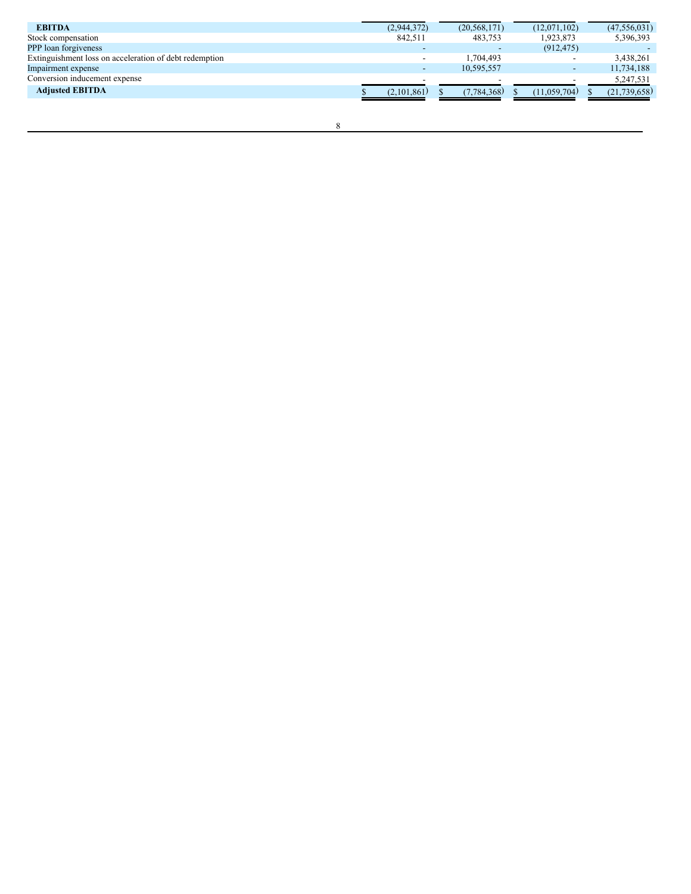| | | | | |
|---|---|---|---|---|
| **EBITDA** | (2,944,372) | (20,568,171) | (12,071,102) | (47,556,031) |
| Stock compensation | 842,511 | 483,753 | 1,923,873 | 5,396,393 |
| PPP loan forgiveness | - | - | (912,475) | - |
| Extinguishment loss on acceleration of debt redemption | - | 1,704,493 | - | 3,438,261 |
| Impairment expense | - | 10,595,557 | - | 11,734,188 |
| Conversion inducement expense | - | - | - | 5,247,531 |
| **Adjusted EBITDA** | $ (2,101,861) | $ (7,784,368) | $ (11,059,704) | $ (21,739,658) |